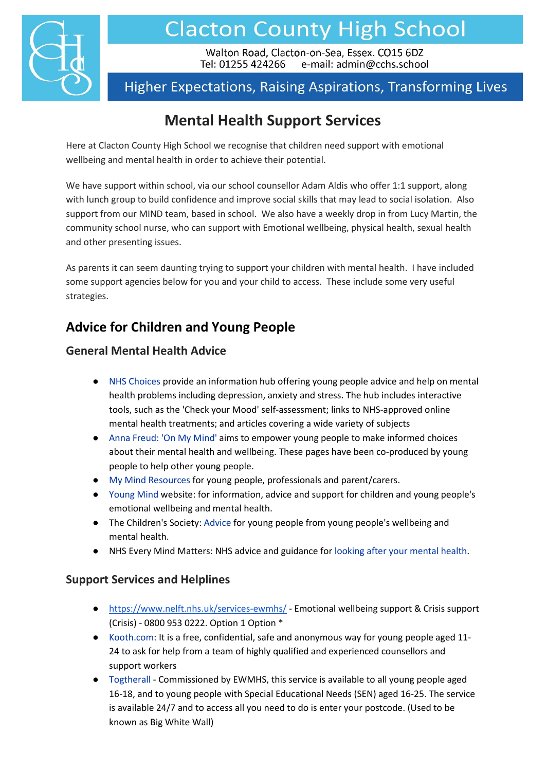# Clacton County High School

Walton Road, Clacton-on-Sea, Essex. CO15 6DZ
Tel: 01255 424266 e-mail: admin@cchs.school

Higher Expectations, Raising Aspirations, Transforming Lives

## Mental Health Support Services

Here at Clacton County High School we recognise that children need support with emotional wellbeing and mental health in order to achieve their potential.

We have support within school, via our school counsellor Adam Aldis who offer 1:1 support, along with lunch group to build confidence and improve social skills that may lead to social isolation. Also support from our MIND team, based in school. We also have a weekly drop in from Lucy Martin, the community school nurse, who can support with Emotional wellbeing, physical health, sexual health and other presenting issues.

As parents it can seem daunting trying to support your children with mental health. I have included some support agencies below for you and your child to access. These include some very useful strategies.

## Advice for Children and Young People

### General Mental Health Advice

- NHS Choices provide an information hub offering young people advice and help on mental health problems including depression, anxiety and stress. The hub includes interactive tools, such as the 'Check your Mood' self-assessment; links to NHS-approved online mental health treatments; and articles covering a wide variety of subjects
- Anna Freud: 'On My Mind' aims to empower young people to make informed choices about their mental health and wellbeing. These pages have been co-produced by young people to help other young people.
- My Mind Resources for young people, professionals and parent/carers.
- Young Mind website: for information, advice and support for children and young people's emotional wellbeing and mental health.
- The Children's Society: Advice for young people from young people's wellbeing and mental health.
- NHS Every Mind Matters: NHS advice and guidance for looking after your mental health.

### Support Services and Helplines

- https://www.nelft.nhs.uk/services-ewmhs/ - Emotional wellbeing support & Crisis support (Crisis) - 0800 953 0222. Option 1 Option *
- Kooth.com: It is a free, confidential, safe and anonymous way for young people aged 11-24 to ask for help from a team of highly qualified and experienced counsellors and support workers
- Togtherall - Commissioned by EWMHS, this service is available to all young people aged 16-18, and to young people with Special Educational Needs (SEN) aged 16-25. The service is available 24/7 and to access all you need to do is enter your postcode. (Used to be known as Big White Wall)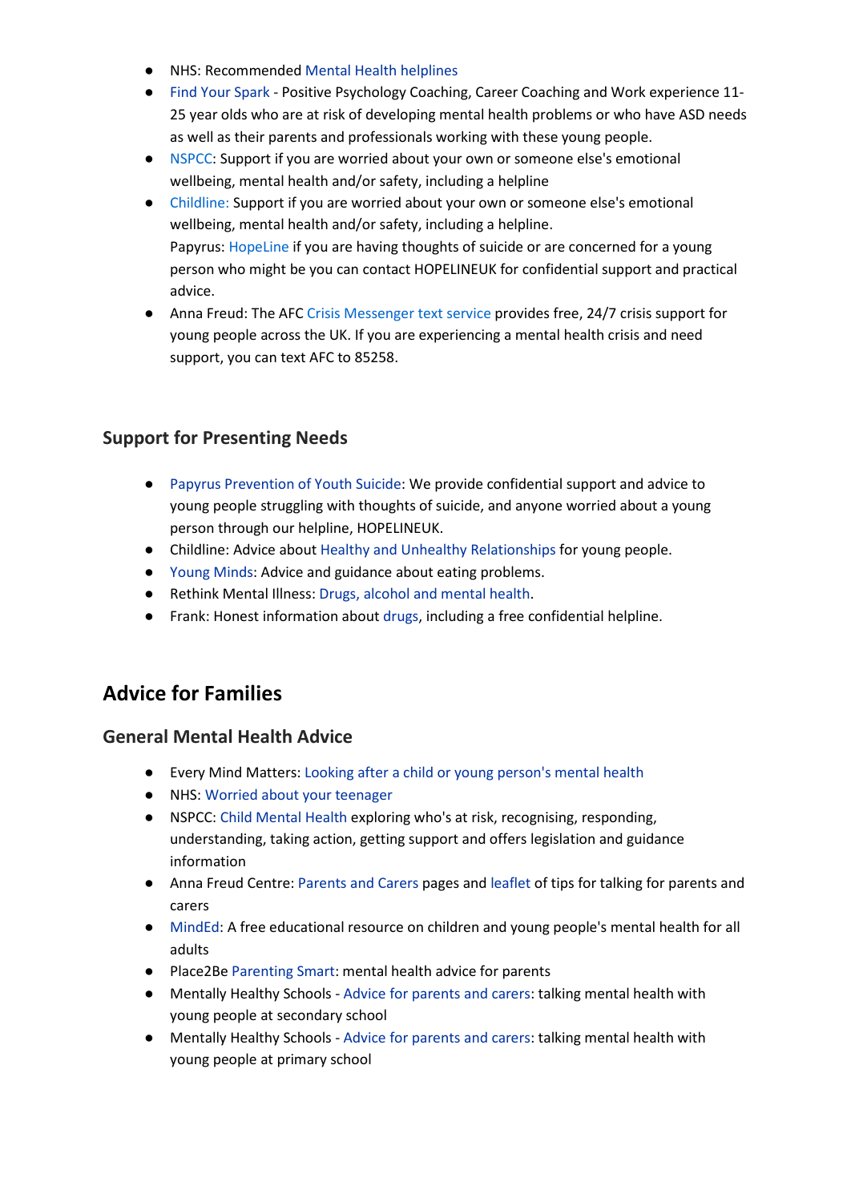- NHS: Recommended Mental Health helplines
- Find Your Spark - Positive Psychology Coaching, Career Coaching and Work experience 11-25 year olds who are at risk of developing mental health problems or who have ASD needs as well as their parents and professionals working with these young people.
- NSPCC: Support if you are worried about your own or someone else's emotional wellbeing, mental health and/or safety, including a helpline
- Childline: Support if you are worried about your own or someone else's emotional wellbeing, mental health and/or safety, including a helpline.
  Papyrus: HopeLine if you are having thoughts of suicide or are concerned for a young person who might be you can contact HOPELINEUK for confidential support and practical advice.
- Anna Freud: The AFC Crisis Messenger text service provides free, 24/7 crisis support for young people across the UK. If you are experiencing a mental health crisis and need support, you can text AFC to 85258.

### Support for Presenting Needs

- Papyrus Prevention of Youth Suicide: We provide confidential support and advice to young people struggling with thoughts of suicide, and anyone worried about a young person through our helpline, HOPELINEUK.
- Childline: Advice about Healthy and Unhealthy Relationships for young people.
- Young Minds: Advice and guidance about eating problems.
- Rethink Mental Illness: Drugs, alcohol and mental health.
- Frank: Honest information about drugs, including a free confidential helpline.

## Advice for Families

### General Mental Health Advice

- Every Mind Matters: Looking after a child or young person's mental health
- NHS: Worried about your teenager
- NSPCC: Child Mental Health exploring who's at risk, recognising, responding, understanding, taking action, getting support and offers legislation and guidance information
- Anna Freud Centre: Parents and Carers pages and leaflet of tips for talking for parents and carers
- MindEd: A free educational resource on children and young people's mental health for all adults
- Place2Be Parenting Smart: mental health advice for parents
- Mentally Healthy Schools - Advice for parents and carers: talking mental health with young people at secondary school
- Mentally Healthy Schools - Advice for parents and carers: talking mental health with young people at primary school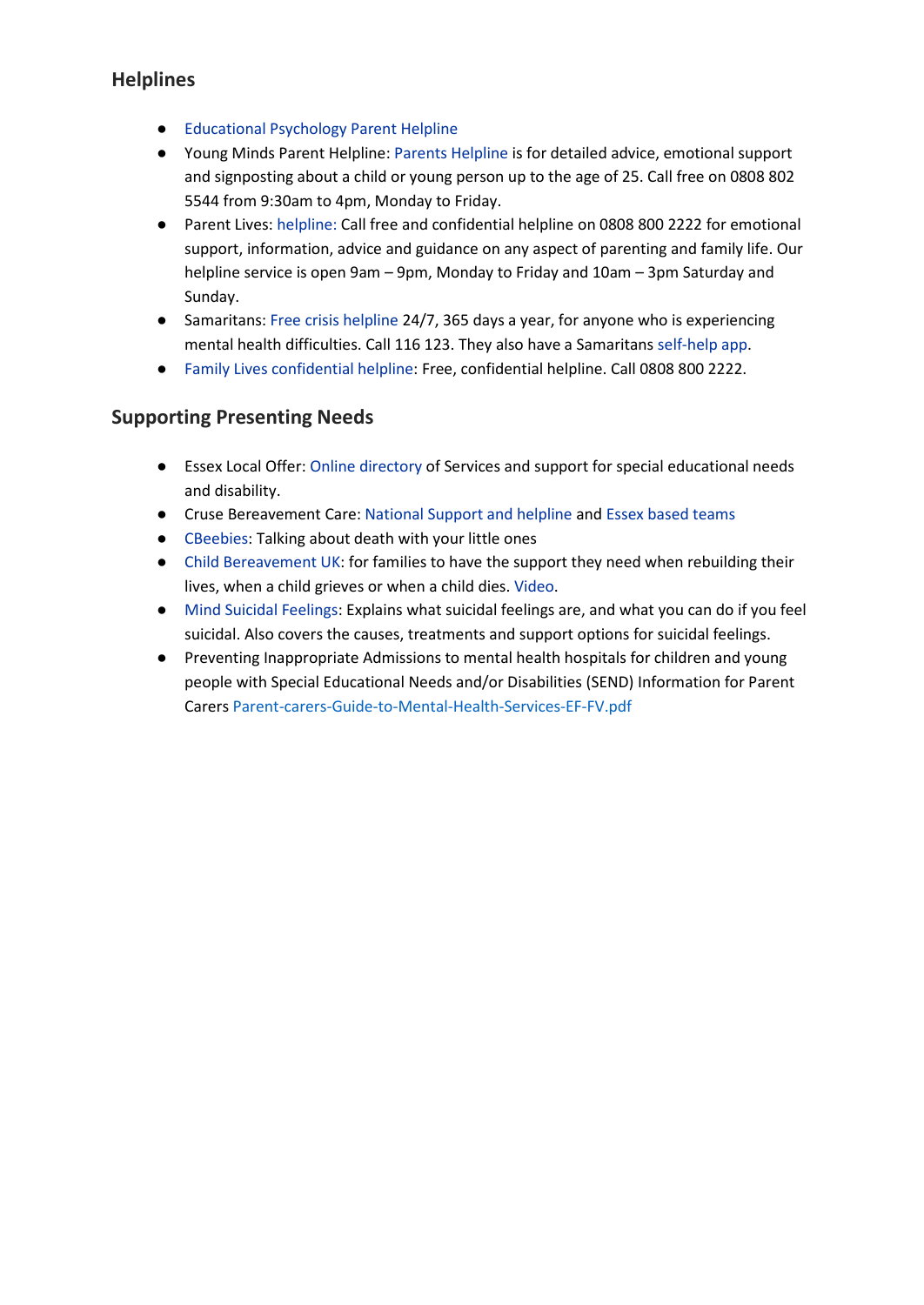## Helplines

- Educational Psychology Parent Helpline
- Young Minds Parent Helpline: Parents Helpline is for detailed advice, emotional support and signposting about a child or young person up to the age of 25. Call free on 0808 802 5544 from 9:30am to 4pm, Monday to Friday.
- Parent Lives: helpline: Call free and confidential helpline on 0808 800 2222 for emotional support, information, advice and guidance on any aspect of parenting and family life. Our helpline service is open 9am – 9pm, Monday to Friday and 10am – 3pm Saturday and Sunday.
- Samaritans: Free crisis helpline 24/7, 365 days a year, for anyone who is experiencing mental health difficulties. Call 116 123. They also have a Samaritans self-help app.
- Family Lives confidential helpline: Free, confidential helpline. Call 0808 800 2222.

## Supporting Presenting Needs

- Essex Local Offer: Online directory of Services and support for special educational needs and disability.
- Cruse Bereavement Care: National Support and helpline and Essex based teams
- CBeebies: Talking about death with your little ones
- Child Bereavement UK: for families to have the support they need when rebuilding their lives, when a child grieves or when a child dies. Video.
- Mind Suicidal Feelings: Explains what suicidal feelings are, and what you can do if you feel suicidal. Also covers the causes, treatments and support options for suicidal feelings.
- Preventing Inappropriate Admissions to mental health hospitals for children and young people with Special Educational Needs and/or Disabilities (SEND) Information for Parent Carers Parent-carers-Guide-to-Mental-Health-Services-EF-FV.pdf